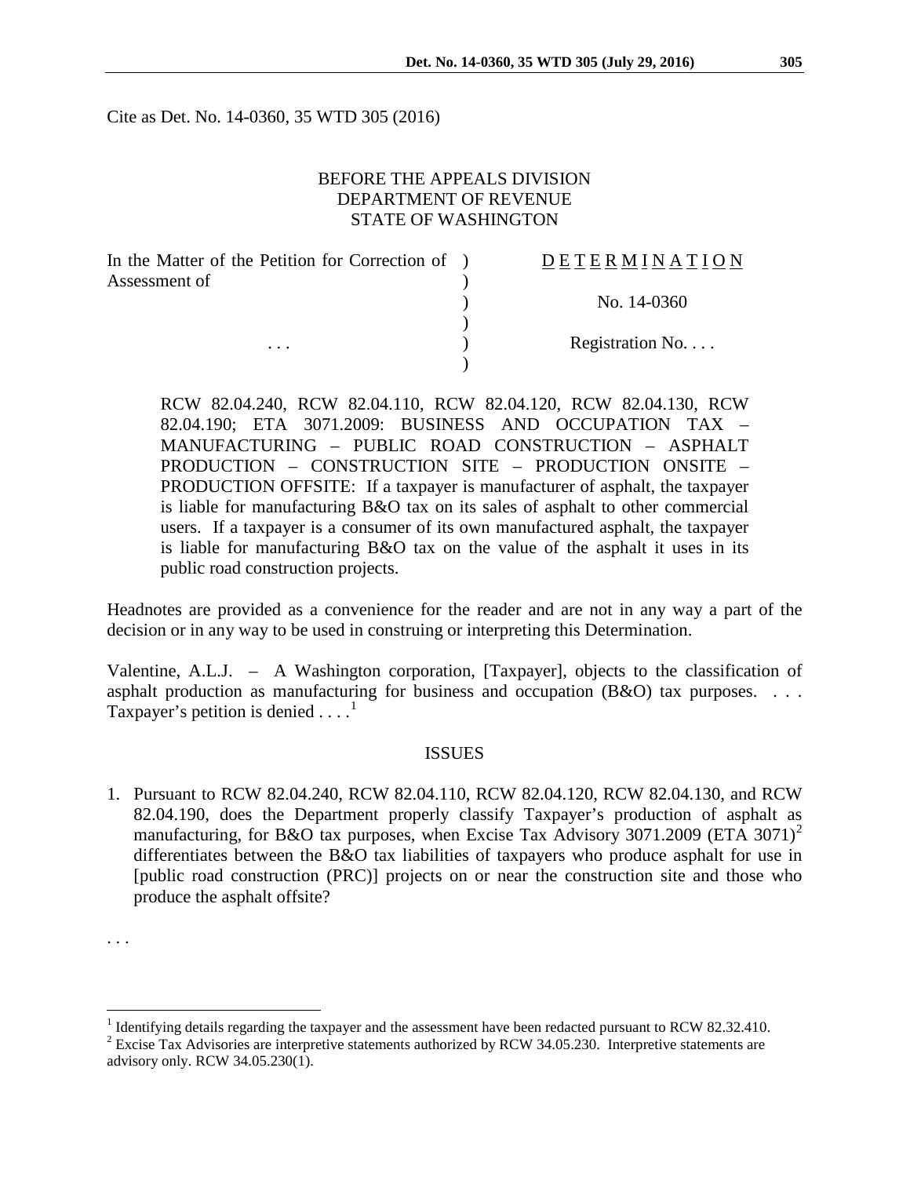Cite as Det. No. 14-0360, 35 WTD 305 (2016)

BEFORE THE APPEALS DIVISION
DEPARTMENT OF REVENUE
STATE OF WASHINGTON

| In the Matter of the Petition for Correction of Assessment of | D E T E R M I N A T I O N |
|---|---|
| | No. 14-0360 |
| . . . | Registration No. . . . |

RCW 82.04.240, RCW 82.04.110, RCW 82.04.120, RCW 82.04.130, RCW 82.04.190; ETA 3071.2009: BUSINESS AND OCCUPATION TAX – MANUFACTURING – PUBLIC ROAD CONSTRUCTION – ASPHALT PRODUCTION – CONSTRUCTION SITE – PRODUCTION ONSITE – PRODUCTION OFFSITE: If a taxpayer is manufacturer of asphalt, the taxpayer is liable for manufacturing B&O tax on its sales of asphalt to other commercial users. If a taxpayer is a consumer of its own manufactured asphalt, the taxpayer is liable for manufacturing B&O tax on the value of the asphalt it uses in its public road construction projects.

Headnotes are provided as a convenience for the reader and are not in any way a part of the decision or in any way to be used in construing or interpreting this Determination.

Valentine, A.L.J. – A Washington corporation, [Taxpayer], objects to the classification of asphalt production as manufacturing for business and occupation (B&O) tax purposes. . . . Taxpayer's petition is denied . . . .[1]

## ISSUES

1. Pursuant to RCW 82.04.240, RCW 82.04.110, RCW 82.04.120, RCW 82.04.130, and RCW 82.04.190, does the Department properly classify Taxpayer's production of asphalt as manufacturing, for B&O tax purposes, when Excise Tax Advisory 3071.2009 (ETA 3071)[2] differentiates between the B&O tax liabilities of taxpayers who produce asphalt for use in [public road construction (PRC)] projects on or near the construction site and those who produce the asphalt offsite?

. . .

[1] Identifying details regarding the taxpayer and the assessment have been redacted pursuant to RCW 82.32.410.

[2] Excise Tax Advisories are interpretive statements authorized by RCW 34.05.230. Interpretive statements are advisory only. RCW 34.05.230(1).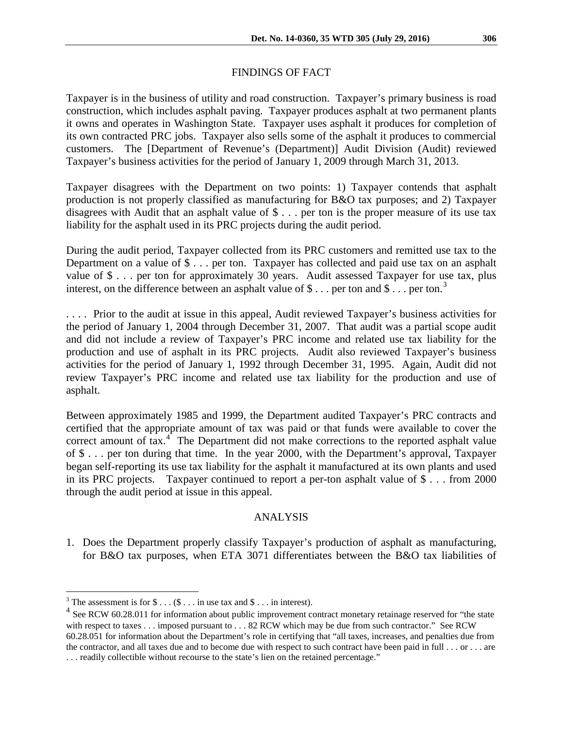## FINDINGS OF FACT

Taxpayer is in the business of utility and road construction. Taxpayer's primary business is road construction, which includes asphalt paving. Taxpayer produces asphalt at two permanent plants it owns and operates in Washington State. Taxpayer uses asphalt it produces for completion of its own contracted PRC jobs. Taxpayer also sells some of the asphalt it produces to commercial customers. The [Department of Revenue's (Department)] Audit Division (Audit) reviewed Taxpayer's business activities for the period of January 1, 2009 through March 31, 2013.

Taxpayer disagrees with the Department on two points: 1) Taxpayer contends that asphalt production is not properly classified as manufacturing for B&O tax purposes; and 2) Taxpayer disagrees with Audit that an asphalt value of $ . . . per ton is the proper measure of its use tax liability for the asphalt used in its PRC projects during the audit period.

During the audit period, Taxpayer collected from its PRC customers and remitted use tax to the Department on a value of $ . . . per ton. Taxpayer has collected and paid use tax on an asphalt value of $ . . . per ton for approximately 30 years. Audit assessed Taxpayer for use tax, plus interest, on the difference between an asphalt value of $ . . . per ton and $ . . . per ton.[3]

. . . . Prior to the audit at issue in this appeal, Audit reviewed Taxpayer's business activities for the period of January 1, 2004 through December 31, 2007. That audit was a partial scope audit and did not include a review of Taxpayer's PRC income and related use tax liability for the production and use of asphalt in its PRC projects. Audit also reviewed Taxpayer's business activities for the period of January 1, 1992 through December 31, 1995. Again, Audit did not review Taxpayer's PRC income and related use tax liability for the production and use of asphalt.

Between approximately 1985 and 1999, the Department audited Taxpayer's PRC contracts and certified that the appropriate amount of tax was paid or that funds were available to cover the correct amount of tax.[4] The Department did not make corrections to the reported asphalt value of $ . . . per ton during that time. In the year 2000, with the Department's approval, Taxpayer began self-reporting its use tax liability for the asphalt it manufactured at its own plants and used in its PRC projects. Taxpayer continued to report a per-ton asphalt value of $ . . . from 2000 through the audit period at issue in this appeal.

## ANALYSIS

1. Does the Department properly classify Taxpayer's production of asphalt as manufacturing, for B&O tax purposes, when ETA 3071 differentiates between the B&O tax liabilities of

---

[3] The assessment is for $ . . . ($ . . . in use tax and $ . . . in interest).

[4] See RCW 60.28.011 for information about public improvement contract monetary retainage reserved for "the state with respect to taxes . . . imposed pursuant to . . . 82 RCW which may be due from such contractor." See RCW 60.28.051 for information about the Department's role in certifying that "all taxes, increases, and penalties due from the contractor, and all taxes due and to become due with respect to such contract have been paid in full . . . or . . . are . . . readily collectible without recourse to the state's lien on the retained percentage."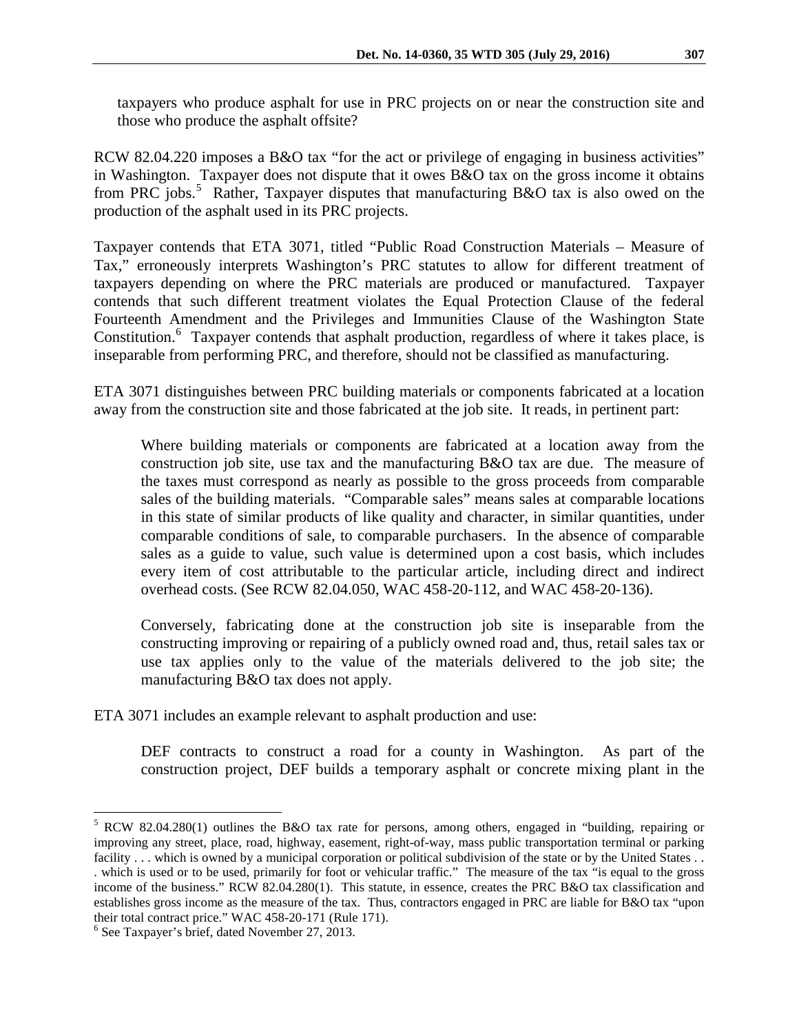taxpayers who produce asphalt for use in PRC projects on or near the construction site and those who produce the asphalt offsite?

RCW 82.04.220 imposes a B&O tax "for the act or privilege of engaging in business activities" in Washington. Taxpayer does not dispute that it owes B&O tax on the gross income it obtains from PRC jobs.[5] Rather, Taxpayer disputes that manufacturing B&O tax is also owed on the production of the asphalt used in its PRC projects.

Taxpayer contends that ETA 3071, titled "Public Road Construction Materials – Measure of Tax," erroneously interprets Washington's PRC statutes to allow for different treatment of taxpayers depending on where the PRC materials are produced or manufactured. Taxpayer contends that such different treatment violates the Equal Protection Clause of the federal Fourteenth Amendment and the Privileges and Immunities Clause of the Washington State Constitution.[6] Taxpayer contends that asphalt production, regardless of where it takes place, is inseparable from performing PRC, and therefore, should not be classified as manufacturing.

ETA 3071 distinguishes between PRC building materials or components fabricated at a location away from the construction site and those fabricated at the job site. It reads, in pertinent part:

> Where building materials or components are fabricated at a location away from the construction job site, use tax and the manufacturing B&O tax are due. The measure of the taxes must correspond as nearly as possible to the gross proceeds from comparable sales of the building materials. "Comparable sales" means sales at comparable locations in this state of similar products of like quality and character, in similar quantities, under comparable conditions of sale, to comparable purchasers. In the absence of comparable sales as a guide to value, such value is determined upon a cost basis, which includes every item of cost attributable to the particular article, including direct and indirect overhead costs. (See RCW 82.04.050, WAC 458-20-112, and WAC 458-20-136).
>
> Conversely, fabricating done at the construction job site is inseparable from the constructing improving or repairing of a publicly owned road and, thus, retail sales tax or use tax applies only to the value of the materials delivered to the job site; the manufacturing B&O tax does not apply.

ETA 3071 includes an example relevant to asphalt production and use:

> DEF contracts to construct a road for a county in Washington. As part of the construction project, DEF builds a temporary asphalt or concrete mixing plant in the

---

[5] RCW 82.04.280(1) outlines the B&O tax rate for persons, among others, engaged in "building, repairing or improving any street, place, road, highway, easement, right-of-way, mass public transportation terminal or parking facility . . . which is owned by a municipal corporation or political subdivision of the state or by the United States . . . which is used or to be used, primarily for foot or vehicular traffic." The measure of the tax "is equal to the gross income of the business." RCW 82.04.280(1). This statute, in essence, creates the PRC B&O tax classification and establishes gross income as the measure of the tax. Thus, contractors engaged in PRC are liable for B&O tax "upon their total contract price." WAC 458-20-171 (Rule 171).

[6] See Taxpayer's brief, dated November 27, 2013.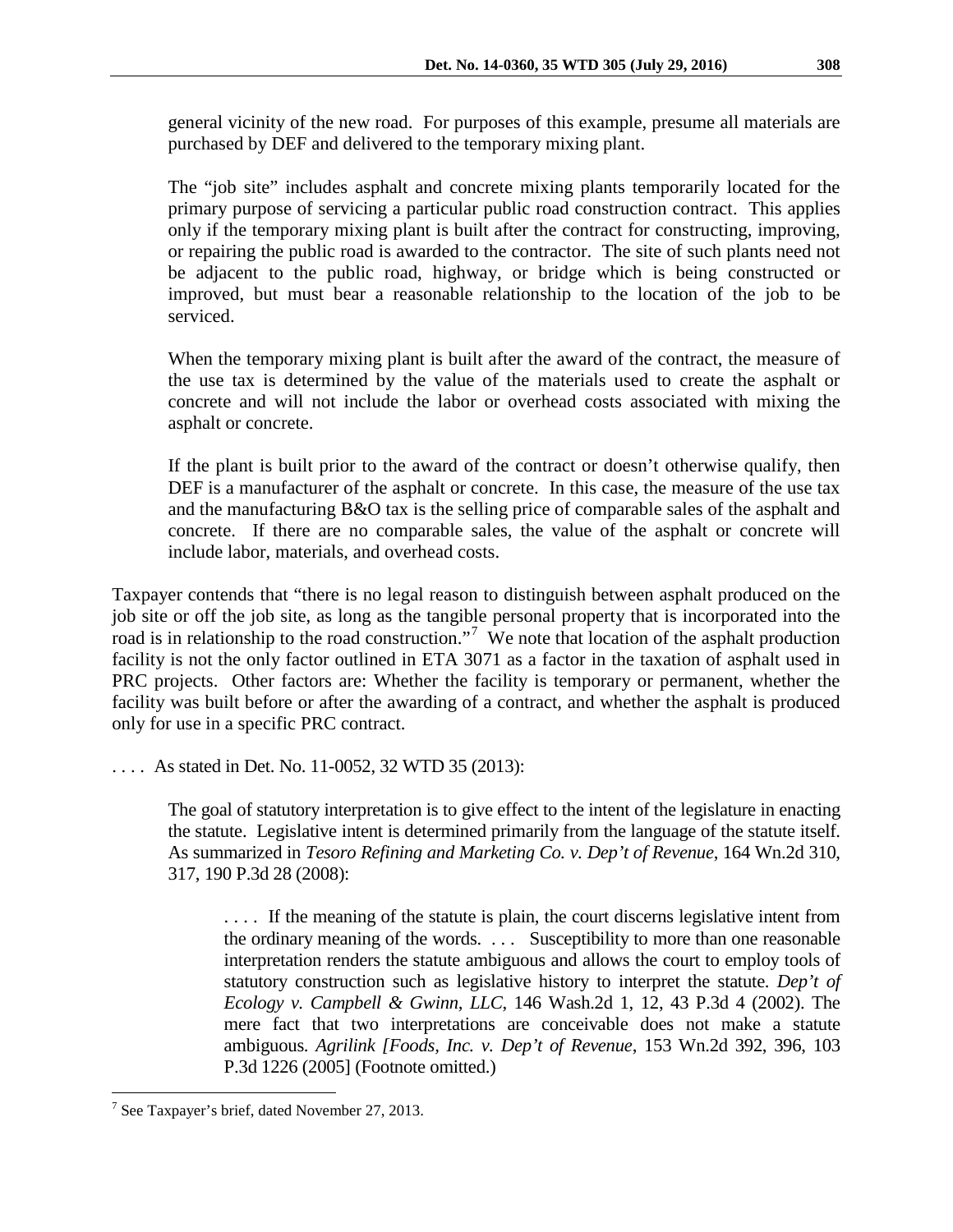> general vicinity of the new road. For purposes of this example, presume all materials are purchased by DEF and delivered to the temporary mixing plant.
>
> The "job site" includes asphalt and concrete mixing plants temporarily located for the primary purpose of servicing a particular public road construction contract. This applies only if the temporary mixing plant is built after the contract for constructing, improving, or repairing the public road is awarded to the contractor. The site of such plants need not be adjacent to the public road, highway, or bridge which is being constructed or improved, but must bear a reasonable relationship to the location of the job to be serviced.
>
> When the temporary mixing plant is built after the award of the contract, the measure of the use tax is determined by the value of the materials used to create the asphalt or concrete and will not include the labor or overhead costs associated with mixing the asphalt or concrete.
>
> If the plant is built prior to the award of the contract or doesn't otherwise qualify, then DEF is a manufacturer of the asphalt or concrete. In this case, the measure of the use tax and the manufacturing B&O tax is the selling price of comparable sales of the asphalt and concrete. If there are no comparable sales, the value of the asphalt or concrete will include labor, materials, and overhead costs.

Taxpayer contends that "there is no legal reason to distinguish between asphalt produced on the job site or off the job site, as long as the tangible personal property that is incorporated into the road is in relationship to the road construction."[7] We note that location of the asphalt production facility is not the only factor outlined in ETA 3071 as a factor in the taxation of asphalt used in PRC projects. Other factors are: Whether the facility is temporary or permanent, whether the facility was built before or after the awarding of a contract, and whether the asphalt is produced only for use in a specific PRC contract.

. . . . As stated in Det. No. 11-0052, 32 WTD 35 (2013):

> The goal of statutory interpretation is to give effect to the intent of the legislature in enacting the statute. Legislative intent is determined primarily from the language of the statute itself. As summarized in *Tesoro Refining and Marketing Co. v. Dep't of Revenue*, 164 Wn.2d 310, 317, 190 P.3d 28 (2008):
>
> > . . . . If the meaning of the statute is plain, the court discerns legislative intent from the ordinary meaning of the words. . . . Susceptibility to more than one reasonable interpretation renders the statute ambiguous and allows the court to employ tools of statutory construction such as legislative history to interpret the statute. *Dep't of Ecology v. Campbell & Gwinn, LLC*, 146 Wash.2d 1, 12, 43 P.3d 4 (2002). The mere fact that two interpretations are conceivable does not make a statute ambiguous. *Agrilink [Foods, Inc. v. Dep't of Revenue*, 153 Wn.2d 392, 396, 103 P.3d 1226 (2005] (Footnote omitted.)

[7] See Taxpayer's brief, dated November 27, 2013.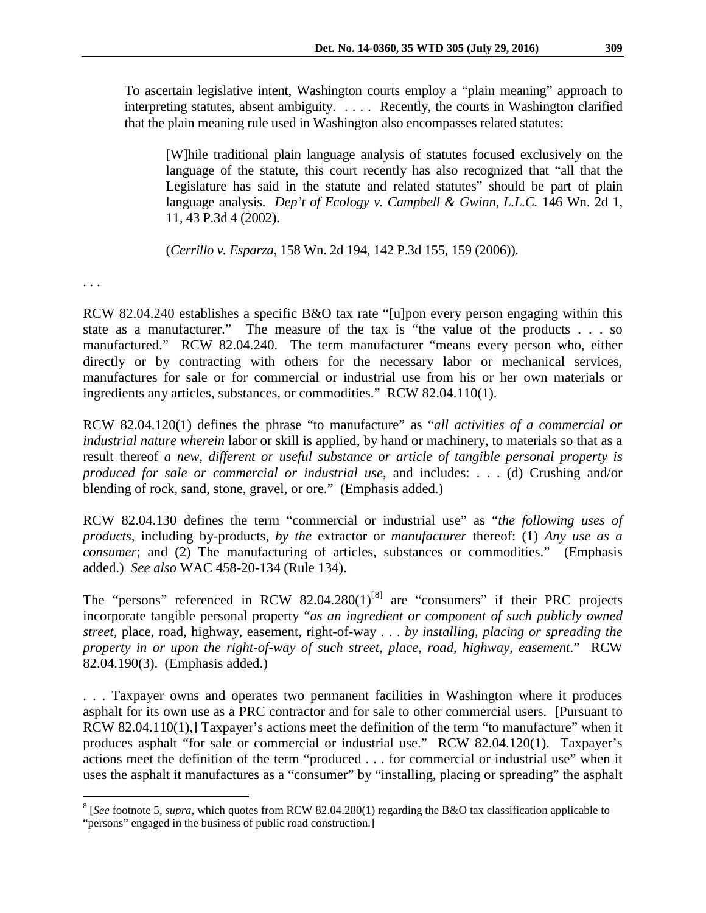> To ascertain legislative intent, Washington courts employ a "plain meaning" approach to interpreting statutes, absent ambiguity. . . . . Recently, the courts in Washington clarified that the plain meaning rule used in Washington also encompasses related statutes:
>
> > [W]hile traditional plain language analysis of statutes focused exclusively on the language of the statute, this court recently has also recognized that "all that the Legislature has said in the statute and related statutes" should be part of plain language analysis. *Dep't of Ecology v. Campbell & Gwinn, L.L.C.* 146 Wn. 2d 1, 11, 43 P.3d 4 (2002).
>
> (*Cerrillo v. Esparza*, 158 Wn. 2d 194, 142 P.3d 155, 159 (2006)).

. . .

RCW 82.04.240 establishes a specific B&O tax rate "[u]pon every person engaging within this state as a manufacturer." The measure of the tax is "the value of the products . . . so manufactured." RCW 82.04.240. The term manufacturer "means every person who, either directly or by contracting with others for the necessary labor or mechanical services, manufactures for sale or for commercial or industrial use from his or her own materials or ingredients any articles, substances, or commodities." RCW 82.04.110(1).

RCW 82.04.120(1) defines the phrase "to manufacture" as "*all activities of a commercial or industrial nature wherein* labor or skill is applied, by hand or machinery, to materials so that as a result thereof *a new, different or useful substance or article of tangible personal property is produced for sale or commercial or industrial use*, and includes: . . . (d) Crushing and/or blending of rock, sand, stone, gravel, or ore." (Emphasis added.)

RCW 82.04.130 defines the term "commercial or industrial use" as "*the following uses of products*, including by-products, *by the* extractor or *manufacturer* thereof: (1) *Any use as a consumer*; and (2) The manufacturing of articles, substances or commodities." (Emphasis added.) *See also* WAC 458-20-134 (Rule 134).

The "persons" referenced in RCW 82.04.280(1)[8] are "consumers" if their PRC projects incorporate tangible personal property "*as an ingredient or component of such publicly owned street*, place, road, highway, easement, right-of-way . . . *by installing, placing or spreading the property in or upon the right-of-way of such street, place, road, highway, easement*." RCW 82.04.190(3). (Emphasis added.)

. . . Taxpayer owns and operates two permanent facilities in Washington where it produces asphalt for its own use as a PRC contractor and for sale to other commercial users. [Pursuant to RCW 82.04.110(1),] Taxpayer's actions meet the definition of the term "to manufacture" when it produces asphalt "for sale or commercial or industrial use." RCW 82.04.120(1). Taxpayer's actions meet the definition of the term "produced . . . for commercial or industrial use" when it uses the asphalt it manufactures as a "consumer" by "installing, placing or spreading" the asphalt

---

[8] [*See* footnote 5, *supra*, which quotes from RCW 82.04.280(1) regarding the B&O tax classification applicable to "persons" engaged in the business of public road construction.]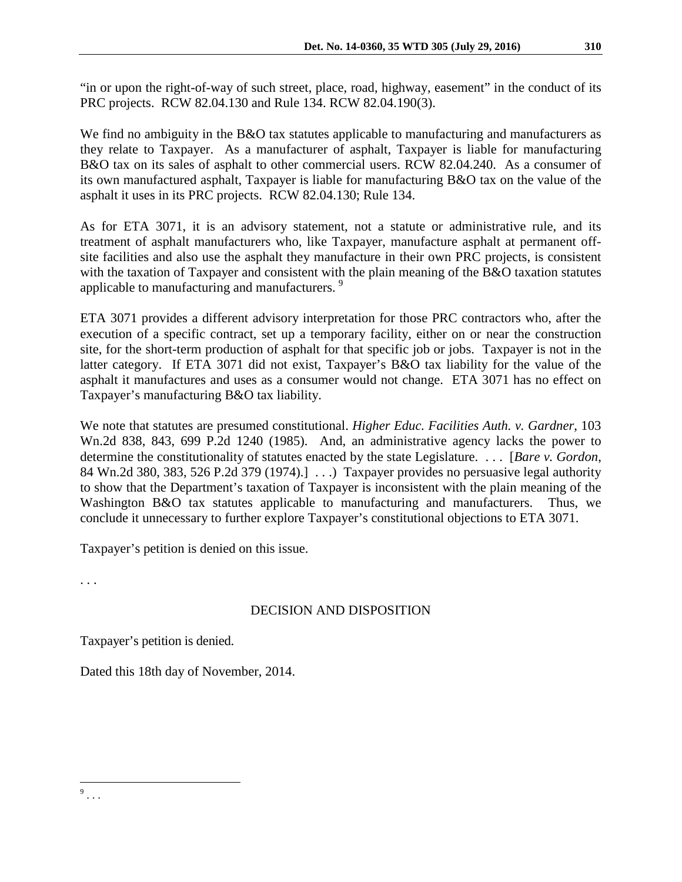"in or upon the right-of-way of such street, place, road, highway, easement" in the conduct of its PRC projects. RCW 82.04.130 and Rule 134. RCW 82.04.190(3).

We find no ambiguity in the B&O tax statutes applicable to manufacturing and manufacturers as they relate to Taxpayer. As a manufacturer of asphalt, Taxpayer is liable for manufacturing B&O tax on its sales of asphalt to other commercial users. RCW 82.04.240. As a consumer of its own manufactured asphalt, Taxpayer is liable for manufacturing B&O tax on the value of the asphalt it uses in its PRC projects. RCW 82.04.130; Rule 134.

As for ETA 3071, it is an advisory statement, not a statute or administrative rule, and its treatment of asphalt manufacturers who, like Taxpayer, manufacture asphalt at permanent off-site facilities and also use the asphalt they manufacture in their own PRC projects, is consistent with the taxation of Taxpayer and consistent with the plain meaning of the B&O taxation statutes applicable to manufacturing and manufacturers. [9]

ETA 3071 provides a different advisory interpretation for those PRC contractors who, after the execution of a specific contract, set up a temporary facility, either on or near the construction site, for the short-term production of asphalt for that specific job or jobs. Taxpayer is not in the latter category. If ETA 3071 did not exist, Taxpayer's B&O tax liability for the value of the asphalt it manufactures and uses as a consumer would not change. ETA 3071 has no effect on Taxpayer's manufacturing B&O tax liability.

We note that statutes are presumed constitutional. *Higher Educ. Facilities Auth. v. Gardner*, 103 Wn.2d 838, 843, 699 P.2d 1240 (1985). And, an administrative agency lacks the power to determine the constitutionality of statutes enacted by the state Legislature. . . . [*Bare v. Gordon*, 84 Wn.2d 380, 383, 526 P.2d 379 (1974).] . . .) Taxpayer provides no persuasive legal authority to show that the Department's taxation of Taxpayer is inconsistent with the plain meaning of the Washington B&O tax statutes applicable to manufacturing and manufacturers. Thus, we conclude it unnecessary to further explore Taxpayer's constitutional objections to ETA 3071.

Taxpayer's petition is denied on this issue.

. . .

## DECISION AND DISPOSITION

Taxpayer's petition is denied.

Dated this 18th day of November, 2014.

---

[9] . . .